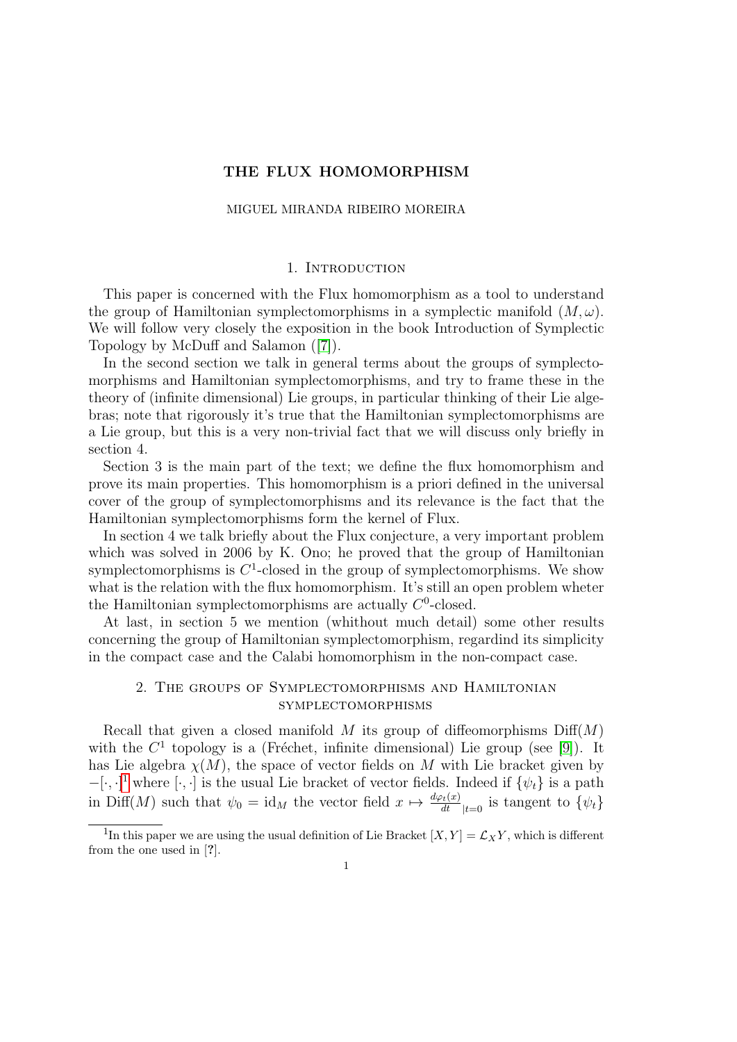# THE FLUX HOMOMORPHISM

MIGUEL MIRANDA RIBEIRO MOREIRA

## 1. Introduction

This paper is concerned with the Flux homomorphism as a tool to understand the group of Hamiltonian symplectomorphisms in a symplectic manifold $(M, \omega)$. We will follow very closely the exposition in the book Introduction of Symplectic Topology by McDuff and Salamon ([7]).

In the second section we talk in general terms about the groups of symplectomorphisms and Hamiltonian symplectomorphisms, and try to frame these in the theory of (infinite dimensional) Lie groups, in particular thinking of their Lie algebras; note that rigorously it's true that the Hamiltonian symplectomorphisms are a Lie group, but this is a very non-trivial fact that we will discuss only briefly in section 4.

Section 3 is the main part of the text; we define the flux homomorphism and prove its main properties. This homomorphism is a priori defined in the universal cover of the group of symplectomorphisms and its relevance is the fact that the Hamiltonian symplectomorphisms form the kernel of Flux.

In section 4 we talk briefly about the Flux conjecture, a very important problem which was solved in 2006 by K. Ono; he proved that the group of Hamiltonian symplectomorphisms is $C^1$-closed in the group of symplectomorphisms. We show what is the relation with the flux homomorphism. It's still an open problem wheter the Hamiltonian symplectomorphisms are actually $C^0$-closed.

At last, in section 5 we mention (whithout much detail) some other results concerning the group of Hamiltonian symplectomorphism, regardind its simplicity in the compact case and the Calabi homomorphism in the non-compact case.

## 2. The groups of Symplectomorphisms and Hamiltonian symplectomorphisms

Recall that given a closed manifold $M$ its group of diffeomorphisms $\mathrm{Diff}(M)$ with the $C^1$ topology is a (Fréchet, infinite dimensional) Lie group (see [9]). It has Lie algebra $\chi(M)$, the space of vector fields on $M$ with Lie bracket given by $-[\cdot,\cdot]$[1] where $[\cdot,\cdot]$ is the usual Lie bracket of vector fields. Indeed if $\{\psi_t\}$ is a path in $\mathrm{Diff}(M)$ such that $\psi_0 = \mathrm{id}_M$ the vector field $x \mapsto \frac{d\varphi_t(x)}{dt}_{|t=0}$ is tangent to $\{\psi_t\}$

[1] In this paper we are using the usual definition of Lie Bracket $[X, Y] = \mathcal{L}_X Y$, which is different from the one used in [?].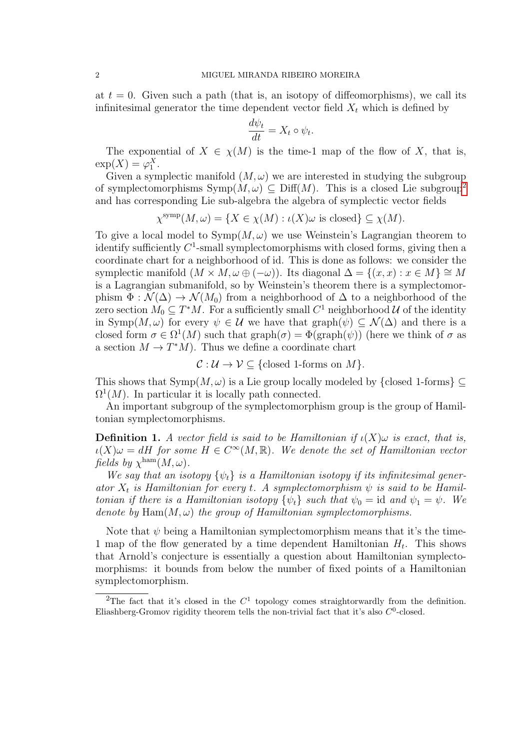at $t = 0$. Given such a path (that is, an isotopy of diffeomorphisms), we call its infinitesimal generator the time dependent vector field $X_t$ which is defined by

$$\frac{d\psi_t}{dt} = X_t \circ \psi_t.$$

The exponential of $X \in \chi(M)$ is the time-1 map of the flow of $X$, that is, $\exp(X) = \varphi_1^X$.

Given a symplectic manifold $(M, \omega)$ we are interested in studying the subgroup of symplectomorphisms $\mathrm{Symp}(M, \omega) \subseteq \mathrm{Diff}(M)$. This is a closed Lie subgroup[2] and has corresponding Lie sub-algebra the algebra of symplectic vector fields

$$\chi^{\mathrm{symp}}(M, \omega) = \{X \in \chi(M) : \iota(X)\omega \text{ is closed}\} \subseteq \chi(M).$$

To give a local model to $\mathrm{Symp}(M, \omega)$ we use Weinstein's Lagrangian theorem to identify sufficiently $C^1$-small symplectomorphisms with closed forms, giving then a coordinate chart for a neighborhood of id. This is done as follows: we consider the symplectic manifold $(M \times M, \omega \oplus (-\omega))$. Its diagonal $\Delta = \{(x, x) : x \in M\} \cong M$ is a Lagrangian submanifold, so by Weinstein's theorem there is a symplectomorphism $\Phi : \mathcal{N}(\Delta) \to \mathcal{N}(M_0)$ from a neighborhood of $\Delta$ to a neighborhood of the zero section $M_0 \subseteq T^*M$. For a sufficiently small $C^1$ neighborhood $\mathcal{U}$ of the identity in $\mathrm{Symp}(M, \omega)$ for every $\psi \in \mathcal{U}$ we have that $\mathrm{graph}(\psi) \subseteq \mathcal{N}(\Delta)$ and there is a closed form $\sigma \in \Omega^1(M)$ such that $\mathrm{graph}(\sigma) = \Phi(\mathrm{graph}(\psi))$ (here we think of $\sigma$ as a section $M \to T^*M$). Thus we define a coordinate chart

$$\mathcal{C} : \mathcal{U} \to \mathcal{V} \subseteq \{\text{closed 1-forms on } M\}.$$

This shows that $\mathrm{Symp}(M, \omega)$ is a Lie group locally modeled by $\{\text{closed 1-forms}\} \subseteq \Omega^1(M)$. In particular it is locally path connected.

An important subgroup of the symplectomorphism group is the group of Hamiltonian symplectomorphisms.

**Definition 1.** *A vector field is said to be Hamiltonian if $\iota(X)\omega$ is exact, that is, $\iota(X)\omega = dH$ for some $H \in C^\infty(M, \mathbb{R})$. We denote the set of Hamiltonian vector fields by $\chi^{\mathrm{ham}}(M, \omega)$.*

*We say that an isotopy $\{\psi_t\}$ is a Hamiltonian isotopy if its infinitesimal generator $X_t$ is Hamiltonian for every $t$. A symplectomorphism $\psi$ is said to be Hamiltonian if there is a Hamiltonian isotopy $\{\psi_t\}$ such that $\psi_0 = \mathrm{id}$ and $\psi_1 = \psi$. We denote by $\mathrm{Ham}(M, \omega)$ the group of Hamiltonian symplectomorphisms.*

Note that $\psi$ being a Hamiltonian symplectomorphism means that it's the time-1 map of the flow generated by a time dependent Hamiltonian $H_t$. This shows that Arnold's conjecture is essentially a question about Hamiltonian symplectomorphisms: it bounds from below the number of fixed points of a Hamiltonian symplectomorphism.

[2] The fact that it's closed in the $C^1$ topology comes straightforwardly from the definition. Eliashberg-Gromov rigidity theorem tells the non-trivial fact that it's also $C^0$-closed.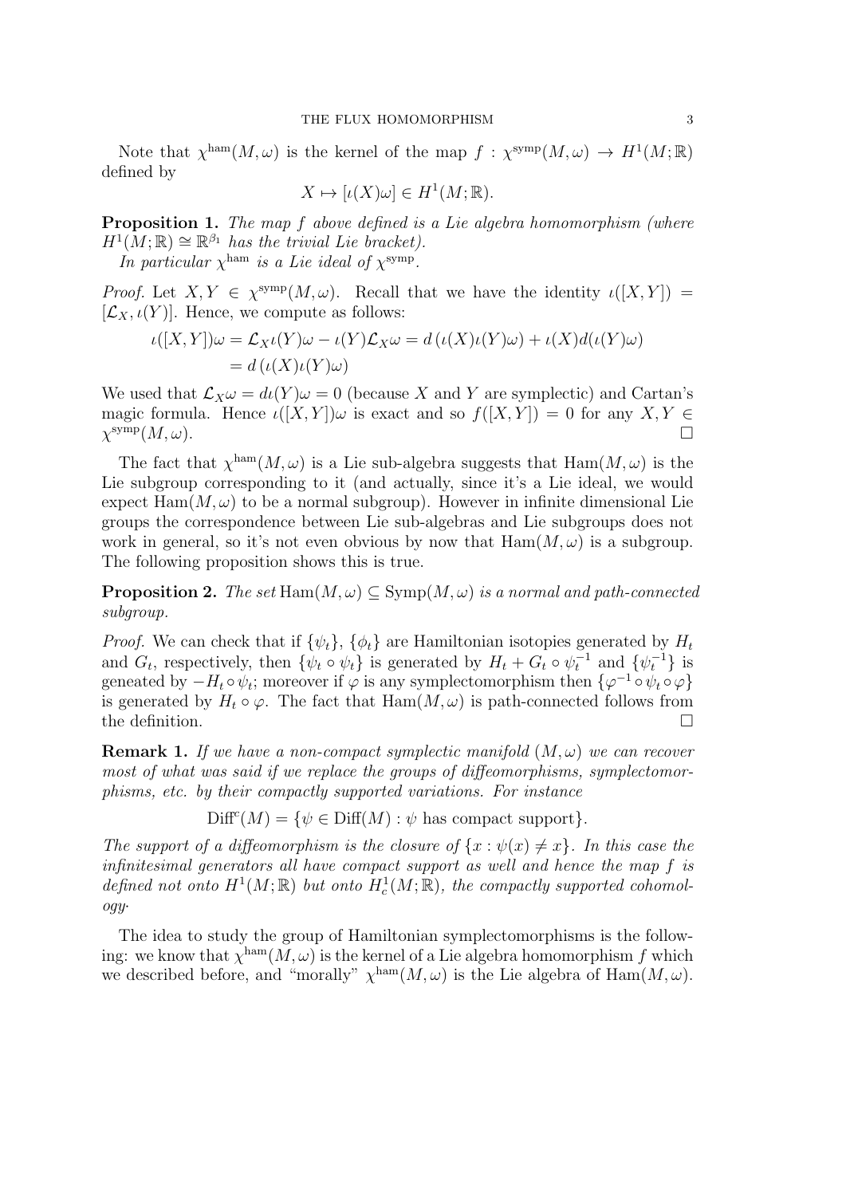Note that $\chi^{\text{ham}}(M,\omega)$ is the kernel of the map $f : \chi^{\text{symp}}(M,\omega) \to H^1(M;\mathbb{R})$ defined by

$$X \mapsto [\iota(X)\omega] \in H^1(M;\mathbb{R}).$$

**Proposition 1.** *The map $f$ above defined is a Lie algebra homomorphism (where $H^1(M;\mathbb{R}) \cong \mathbb{R}^{\beta_1}$ has the trivial Lie bracket).*

*In particular $\chi^{\text{ham}}$ is a Lie ideal of $\chi^{\text{symp}}$.*

*Proof.* Let $X, Y \in \chi^{\text{symp}}(M,\omega)$. Recall that we have the identity $\iota([X,Y]) = [\mathcal{L}_X, \iota(Y)]$. Hence, we compute as follows:

$$\begin{aligned}\iota([X,Y])\omega &= \mathcal{L}_X\iota(Y)\omega - \iota(Y)\mathcal{L}_X\omega = d\left(\iota(X)\iota(Y)\omega\right) + \iota(X)d(\iota(Y)\omega)\\ &= d\left(\iota(X)\iota(Y)\omega\right)\end{aligned}$$

We used that $\mathcal{L}_X\omega = d\iota(Y)\omega = 0$ (because $X$ and $Y$ are symplectic) and Cartan's magic formula. Hence $\iota([X,Y])\omega$ is exact and so $f([X,Y]) = 0$ for any $X, Y \in \chi^{\text{symp}}(M,\omega)$. ∎

The fact that $\chi^{\text{ham}}(M,\omega)$ is a Lie sub-algebra suggests that $\text{Ham}(M,\omega)$ is the Lie subgroup corresponding to it (and actually, since it's a Lie ideal, we would expect $\text{Ham}(M,\omega)$ to be a normal subgroup). However in infinite dimensional Lie groups the correspondence between Lie sub-algebras and Lie subgroups does not work in general, so it's not even obvious by now that $\text{Ham}(M,\omega)$ is a subgroup. The following proposition shows this is true.

**Proposition 2.** *The set $\text{Ham}(M,\omega) \subseteq \text{Symp}(M,\omega)$ is a normal and path-connected subgroup.*

*Proof.* We can check that if $\{\psi_t\}$, $\{\phi_t\}$ are Hamiltonian isotopies generated by $H_t$ and $G_t$, respectively, then $\{\psi_t \circ \psi_t\}$ is generated by $H_t + G_t \circ \psi_t^{-1}$ and $\{\psi_t^{-1}\}$ is geneated by $-H_t \circ \psi_t$; moreover if $\varphi$ is any symplectomorphism then $\{\varphi^{-1} \circ \psi_t \circ \varphi\}$ is generated by $H_t \circ \varphi$. The fact that $\text{Ham}(M,\omega)$ is path-connected follows from the definition. ∎

**Remark 1.** *If we have a non-compact symplectic manifold $(M,\omega)$ we can recover most of what was said if we replace the groups of diffeomorphisms, symplectomorphisms, etc. by their compactly supported variations. For instance*

$$\text{Diff}^c(M) = \{\psi \in \text{Diff}(M) : \psi \text{ has compact support}\}.$$

*The support of a diffeomorphism is the closure of $\{x : \psi(x) \neq x\}$. In this case the infinitesimal generators all have compact support as well and hence the map $f$ is defined not onto $H^1(M;\mathbb{R})$ but onto $H^1_c(M;\mathbb{R})$, the compactly supported cohomology.*

The idea to study the group of Hamiltonian symplectomorphisms is the following: we know that $\chi^{\text{ham}}(M,\omega)$ is the kernel of a Lie algebra homomorphism $f$ which we described before, and "morally" $\chi^{\text{ham}}(M,\omega)$ is the Lie algebra of $\text{Ham}(M,\omega)$.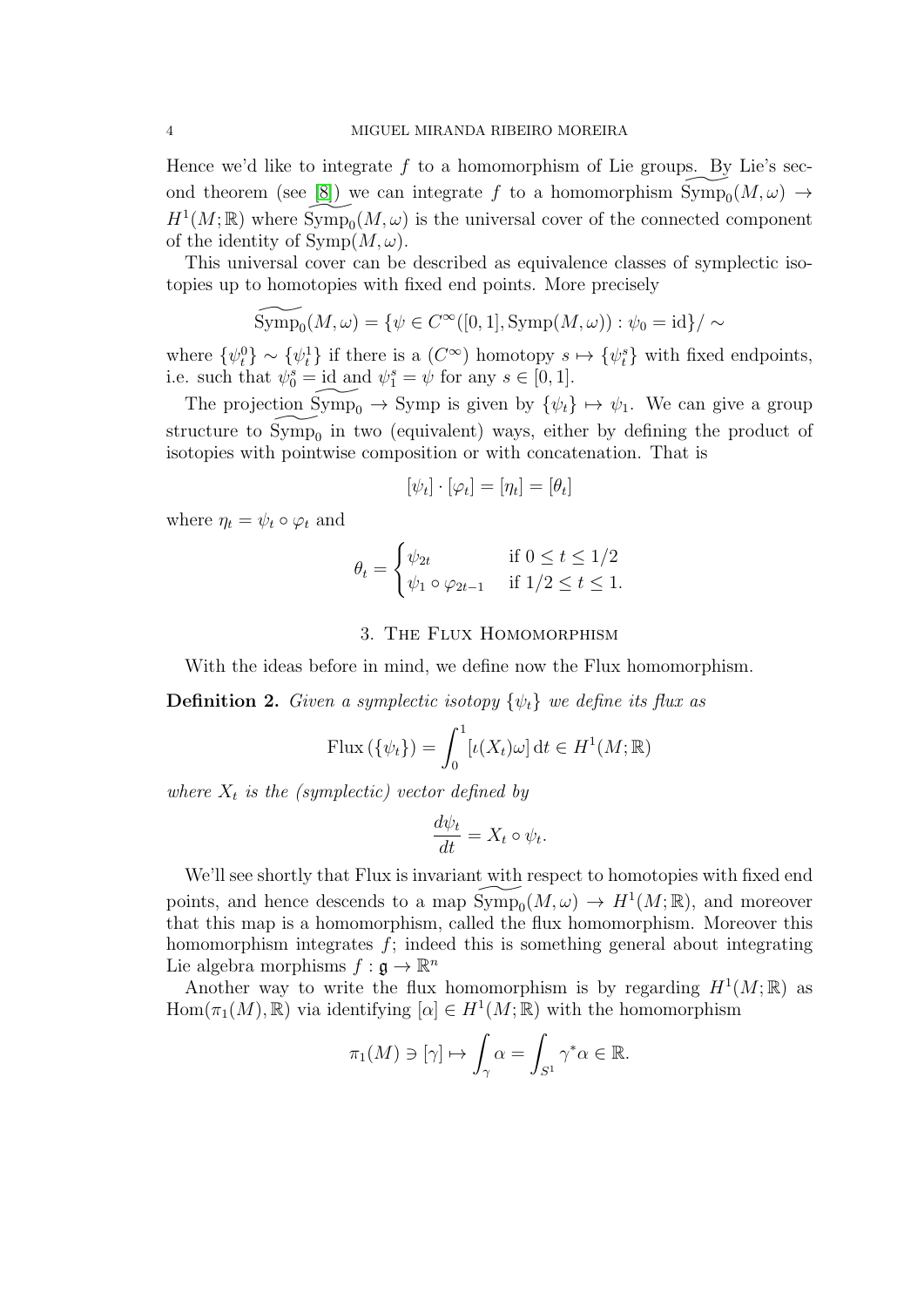Hence we'd like to integrate $f$ to a homomorphism of Lie groups. By Lie's second theorem (see [8]) we can integrate $f$ to a homomorphism $\widetilde{\mathrm{Symp}}_0(M,\omega) \to H^1(M;\mathbb{R})$ where $\widetilde{\mathrm{Symp}}_0(M,\omega)$ is the universal cover of the connected component of the identity of $\mathrm{Symp}(M,\omega)$.

This universal cover can be described as equivalence classes of symplectic isotopies up to homotopies with fixed end points. More precisely

$$\widetilde{\mathrm{Symp}}_0(M,\omega) = \{\psi \in C^\infty([0,1], \mathrm{Symp}(M,\omega)) : \psi_0 = \mathrm{id}\}/\sim$$

where $\{\psi_t^0\} \sim \{\psi_t^1\}$ if there is a ($C^\infty$) homotopy $s \mapsto \{\psi_t^s\}$ with fixed endpoints, i.e. such that $\psi_0^s = \mathrm{id}$ and $\psi_1^s = \psi$ for any $s \in [0,1]$.

The projection $\widetilde{\mathrm{Symp}}_0 \to \mathrm{Symp}$ is given by $\{\psi_t\} \mapsto \psi_1$. We can give a group structure to $\widetilde{\mathrm{Symp}}_0$ in two (equivalent) ways, either by defining the product of isotopies with pointwise composition or with concatenation. That is

$$[\psi_t] \cdot [\varphi_t] = [\eta_t] = [\theta_t]$$

where $\eta_t = \psi_t \circ \varphi_t$ and

$$\theta_t = \begin{cases} \psi_{2t} & \text{if } 0 \leq t \leq 1/2 \\ \psi_1 \circ \varphi_{2t-1} & \text{if } 1/2 \leq t \leq 1. \end{cases}$$

## 3. The Flux Homomorphism

With the ideas before in mind, we define now the Flux homomorphism.

**Definition 2.** *Given a symplectic isotopy $\{\psi_t\}$ we define its flux as*

$$\mathrm{Flux}\left(\{\psi_t\}\right) = \int_0^1 [\iota(X_t)\omega]\, \mathrm{d}t \in H^1(M;\mathbb{R})$$

*where $X_t$ is the (symplectic) vector defined by*

$$\frac{d\psi_t}{dt} = X_t \circ \psi_t.$$

We'll see shortly that Flux is invariant with respect to homotopies with fixed end points, and hence descends to a map $\widetilde{\mathrm{Symp}}_0(M,\omega) \to H^1(M;\mathbb{R})$, and moreover that this map is a homomorphism, called the flux homomorphism. Moreover this homomorphism integrates $f$; indeed this is something general about integrating Lie algebra morphisms $f : \mathfrak{g} \to \mathbb{R}^n$

Another way to write the flux homomorphism is by regarding $H^1(M;\mathbb{R})$ as $\mathrm{Hom}(\pi_1(M), \mathbb{R})$ via identifying $[\alpha] \in H^1(M;\mathbb{R})$ with the homomorphism

$$\pi_1(M) \ni [\gamma] \mapsto \int_\gamma \alpha = \int_{S^1} \gamma^*\alpha \in \mathbb{R}.$$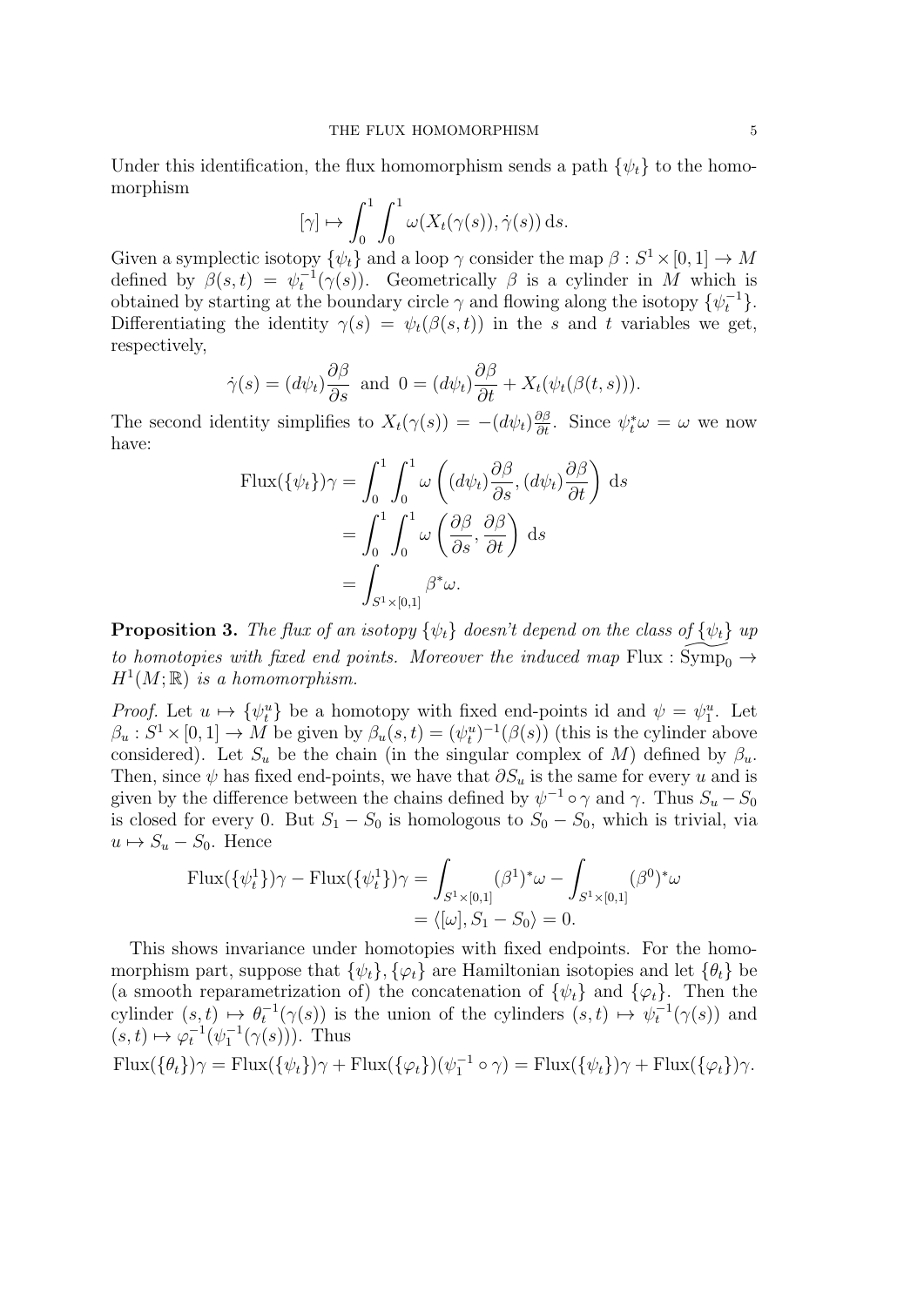Under this identification, the flux homomorphism sends a path $\{\psi_t\}$ to the homomorphism

$$[\gamma] \mapsto \int_0^1 \int_0^1 \omega(X_t(\gamma(s)), \dot{\gamma}(s))\, \mathrm{d}s.$$

Given a symplectic isotopy $\{\psi_t\}$ and a loop $\gamma$ consider the map $\beta : S^1 \times [0,1] \to M$ defined by $\beta(s,t) = \psi_t^{-1}(\gamma(s))$. Geometrically $\beta$ is a cylinder in $M$ which is obtained by starting at the boundary circle $\gamma$ and flowing along the isotopy $\{\psi_t^{-1}\}$. Differentiating the identity $\gamma(s) = \psi_t(\beta(s,t))$ in the $s$ and $t$ variables we get, respectively,

$$\dot{\gamma}(s) = (d\psi_t)\frac{\partial \beta}{\partial s} \text{ and } 0 = (d\psi_t)\frac{\partial \beta}{\partial t} + X_t(\psi_t(\beta(t,s))).$$

The second identity simplifies to $X_t(\gamma(s)) = -(d\psi_t)\frac{\partial \beta}{\partial t}$. Since $\psi_t^*\omega = \omega$ we now have:

$$\begin{aligned}
\mathrm{Flux}(\{\psi_t\})\gamma &= \int_0^1 \int_0^1 \omega\left((d\psi_t)\frac{\partial \beta}{\partial s}, (d\psi_t)\frac{\partial \beta}{\partial t}\right) \mathrm{d}s \\
&= \int_0^1 \int_0^1 \omega\left(\frac{\partial \beta}{\partial s}, \frac{\partial \beta}{\partial t}\right) \mathrm{d}s \\
&= \int_{S^1 \times [0,1]} \beta^*\omega.
\end{aligned}$$

**Proposition 3.** *The flux of an isotopy $\{\psi_t\}$ doesn't depend on the class of $\{\psi_t\}$ up to homotopies with fixed end points. Moreover the induced map $\mathrm{Flux} : \widetilde{\mathrm{Symp}_0} \to H^1(M;\mathbb{R})$ is a homomorphism.*

*Proof.* Let $u \mapsto \{\psi_t^u\}$ be a homotopy with fixed end-points id and $\psi = \psi_1^u$. Let $\beta_u : S^1 \times [0,1] \to M$ be given by $\beta_u(s,t) = (\psi_t^u)^{-1}(\beta(s))$ (this is the cylinder above considered). Let $S_u$ be the chain (in the singular complex of $M$) defined by $\beta_u$. Then, since $\psi$ has fixed end-points, we have that $\partial S_u$ is the same for every $u$ and is given by the difference between the chains defined by $\psi^{-1} \circ \gamma$ and $\gamma$. Thus $S_u - S_0$ is closed for every 0. But $S_1 - S_0$ is homologous to $S_0 - S_0$, which is trivial, via $u \mapsto S_u - S_0$. Hence

$$\begin{aligned}
\mathrm{Flux}(\{\psi_t^1\})\gamma - \mathrm{Flux}(\{\psi_t^1\})\gamma &= \int_{S^1 \times [0,1]} (\beta^1)^*\omega - \int_{S^1 \times [0,1]} (\beta^0)^*\omega \\
&= \langle [\omega], S_1 - S_0 \rangle = 0.
\end{aligned}$$

This shows invariance under homotopies with fixed endpoints. For the homomorphism part, suppose that $\{\psi_t\}, \{\varphi_t\}$ are Hamiltonian isotopies and let $\{\theta_t\}$ be (a smooth reparametrization of) the concatenation of $\{\psi_t\}$ and $\{\varphi_t\}$. Then the cylinder $(s,t) \mapsto \theta_t^{-1}(\gamma(s))$ is the union of the cylinders $(s,t) \mapsto \psi_t^{-1}(\gamma(s))$ and $(s,t) \mapsto \varphi_t^{-1}(\psi_1^{-1}(\gamma(s)))$. Thus

$$\mathrm{Flux}(\{\theta_t\})\gamma = \mathrm{Flux}(\{\psi_t\})\gamma + \mathrm{Flux}(\{\varphi_t\})(\psi_1^{-1} \circ \gamma) = \mathrm{Flux}(\{\psi_t\})\gamma + \mathrm{Flux}(\{\varphi_t\})\gamma.$$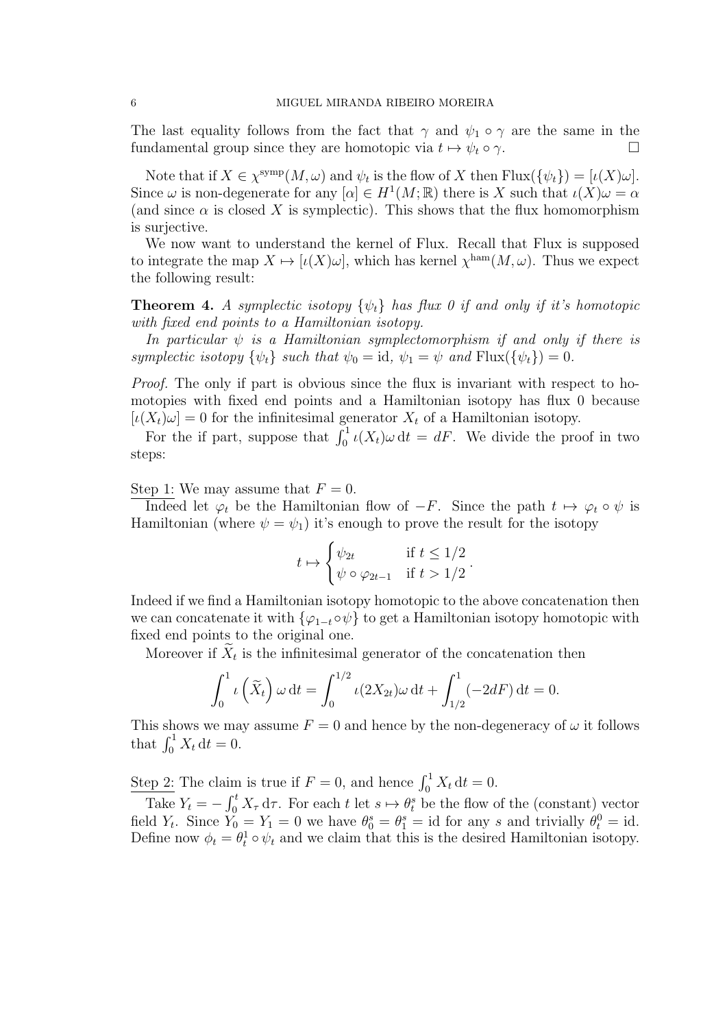The last equality follows from the fact that $\gamma$ and $\psi_1 \circ \gamma$ are the same in the fundamental group since they are homotopic via $t \mapsto \psi_t \circ \gamma$. □

Note that if $X \in \chi^{\text{symp}}(M, \omega)$ and $\psi_t$ is the flow of $X$ then $\text{Flux}(\{\psi_t\}) = [\iota(X)\omega]$. Since $\omega$ is non-degenerate for any $[\alpha] \in H^1(M; \mathbb{R})$ there is $X$ such that $\iota(X)\omega = \alpha$ (and since $\alpha$ is closed $X$ is symplectic). This shows that the flux homomorphism is surjective.

We now want to understand the kernel of Flux. Recall that Flux is supposed to integrate the map $X \mapsto [\iota(X)\omega]$, which has kernel $\chi^{\text{ham}}(M, \omega)$. Thus we expect the following result:

**Theorem 4.** *A symplectic isotopy $\{\psi_t\}$ has flux 0 if and only if it's homotopic with fixed end points to a Hamiltonian isotopy.*

*In particular $\psi$ is a Hamiltonian symplectomorphism if and only if there is symplectic isotopy $\{\psi_t\}$ such that $\psi_0 = \text{id}$, $\psi_1 = \psi$ and $\text{Flux}(\{\psi_t\}) = 0$.*

*Proof.* The only if part is obvious since the flux is invariant with respect to homotopies with fixed end points and a Hamiltonian isotopy has flux 0 because $[\iota(X_t)\omega] = 0$ for the infinitesimal generator $X_t$ of a Hamiltonian isotopy.

For the if part, suppose that $\int_0^1 \iota(X_t)\omega \, \mathrm{d}t = dF$. We divide the proof in two steps:

Step 1: We may assume that $F = 0$.

Indeed let $\varphi_t$ be the Hamiltonian flow of $-F$. Since the path $t \mapsto \varphi_t \circ \psi$ is Hamiltonian (where $\psi = \psi_1$) it's enough to prove the result for the isotopy

$$t \mapsto \begin{cases} \psi_{2t} & \text{if } t \leq 1/2 \\ \psi \circ \varphi_{2t-1} & \text{if } t > 1/2 \end{cases}.$$

Indeed if we find a Hamiltonian isotopy homotopic to the above concatenation then we can concatenate it with $\{\varphi_{1-t} \circ \psi\}$ to get a Hamiltonian isotopy homotopic with fixed end points to the original one.

Moreover if $\widetilde{X}_t$ is the infinitesimal generator of the concatenation then

$$\int_0^1 \iota\left(\widetilde{X}_t\right)\omega \, \mathrm{d}t = \int_0^{1/2} \iota(2X_{2t})\omega \, \mathrm{d}t + \int_{1/2}^1 (-2dF) \, \mathrm{d}t = 0.$$

This shows we may assume $F = 0$ and hence by the non-degeneracy of $\omega$ it follows that $\int_0^1 X_t \, \mathrm{d}t = 0$.

Step 2: The claim is true if $F = 0$, and hence $\int_0^1 X_t \, \mathrm{d}t = 0$.

Take $Y_t = -\int_0^t X_\tau \, \mathrm{d}\tau$. For each $t$ let $s \mapsto \theta_t^s$ be the flow of the (constant) vector field $Y_t$. Since $Y_0 = Y_1 = 0$ we have $\theta_0^s = \theta_1^s = \text{id}$ for any $s$ and trivially $\theta_t^0 = \text{id}$. Define now $\phi_t = \theta_t^1 \circ \psi_t$ and we claim that this is the desired Hamiltonian isotopy.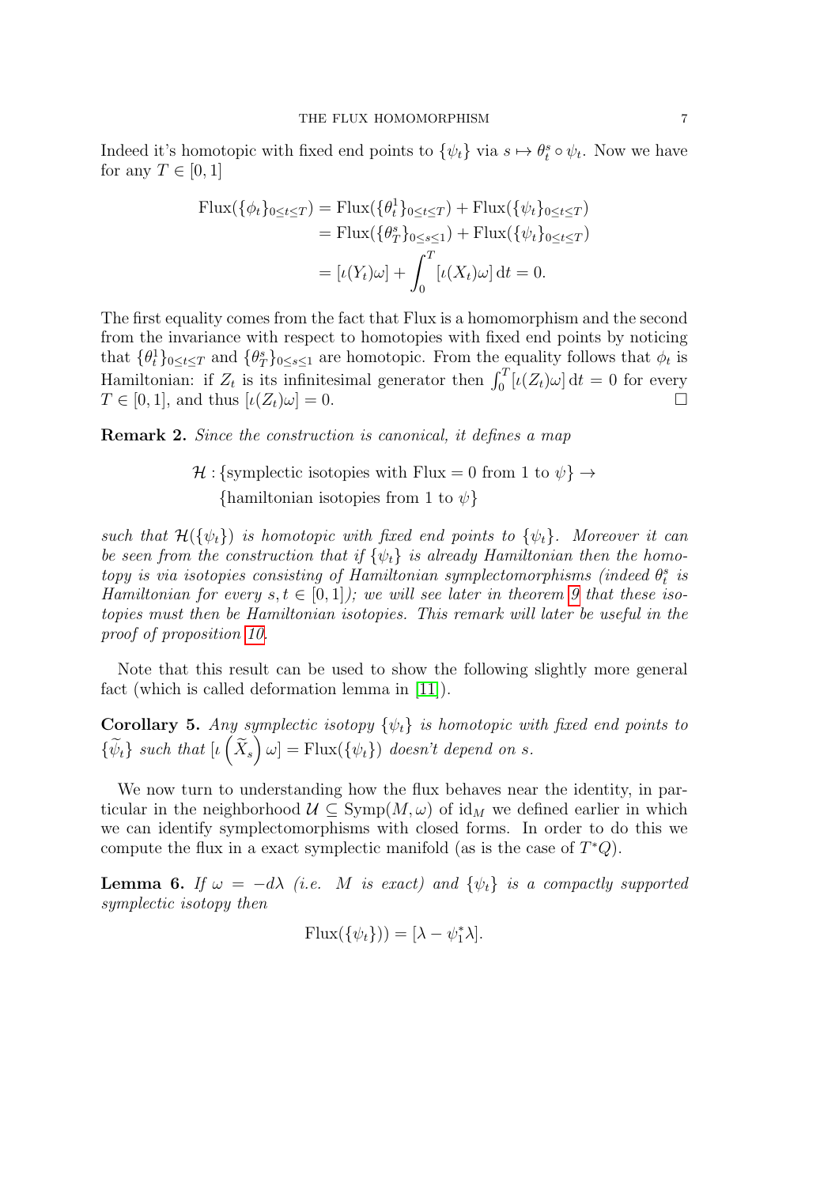Indeed it's homotopic with fixed end points to $\{\psi_t\}$ via $s \mapsto \theta_t^s \circ \psi_t$. Now we have for any $T \in [0, 1]$

$$
\begin{aligned}
\mathrm{Flux}(\{\phi_t\}_{0\le t\le T}) &= \mathrm{Flux}(\{\theta_t^1\}_{0\le t\le T}) + \mathrm{Flux}(\{\psi_t\}_{0\le t\le T}) \\
&= \mathrm{Flux}(\{\theta_T^s\}_{0\le s\le 1}) + \mathrm{Flux}(\{\psi_t\}_{0\le t\le T}) \\
&= [\iota(Y_t)\omega] + \int_0^T [\iota(X_t)\omega]\,\mathrm{d}t = 0.
\end{aligned}
$$

The first equality comes from the fact that Flux is a homomorphism and the second from the invariance with respect to homotopies with fixed end points by noticing that $\{\theta_t^1\}_{0\le t\le T}$ and $\{\theta_T^s\}_{0\le s\le 1}$ are homotopic. From the equality follows that $\phi_t$ is Hamiltonian: if $Z_t$ is its infinitesimal generator then $\int_0^T [\iota(Z_t)\omega]\,\mathrm{d}t = 0$ for every $T \in [0, 1]$, and thus $[\iota(Z_t)\omega] = 0$. $\square$

**Remark 2.** *Since the construction is canonical, it defines a map*

$$
\begin{aligned}
\mathcal{H} : &\{\text{symplectic isotopies with Flux} = 0 \text{ from } 1 \text{ to } \psi\} \to \\
&\{\text{hamiltonian isotopies from } 1 \text{ to } \psi\}
\end{aligned}
$$

*such that $\mathcal{H}(\{\psi_t\})$ is homotopic with fixed end points to $\{\psi_t\}$. Moreover it can be seen from the construction that if $\{\psi_t\}$ is already Hamiltonian then the homotopy is via isotopies consisting of Hamiltonian symplectomorphisms (indeed $\theta_t^s$ is Hamiltonian for every $s, t \in [0, 1]$); we will see later in theorem 9 that these isotopies must then be Hamiltonian isotopies. This remark will later be useful in the proof of proposition 10.*

Note that this result can be used to show the following slightly more general fact (which is called deformation lemma in [11]).

**Corollary 5.** *Any symplectic isotopy $\{\psi_t\}$ is homotopic with fixed end points to $\{\widetilde{\psi}_t\}$ such that $[\iota\left(\widetilde{X}_s\right)\omega] = \mathrm{Flux}(\{\psi_t\})$ doesn't depend on $s$.*

We now turn to understanding how the flux behaves near the identity, in particular in the neighborhood $\mathcal{U} \subseteq \mathrm{Symp}(M, \omega)$ of $\mathrm{id}_M$ we defined earlier in which we can identify symplectomorphisms with closed forms. In order to do this we compute the flux in a exact symplectic manifold (as is the case of $T^*Q$).

**Lemma 6.** *If $\omega = -d\lambda$ (i.e. $M$ is exact) and $\{\psi_t\}$ is a compactly supported symplectic isotopy then*

$$
\mathrm{Flux}(\{\psi_t\})) = [\lambda - \psi_1^*\lambda].
$$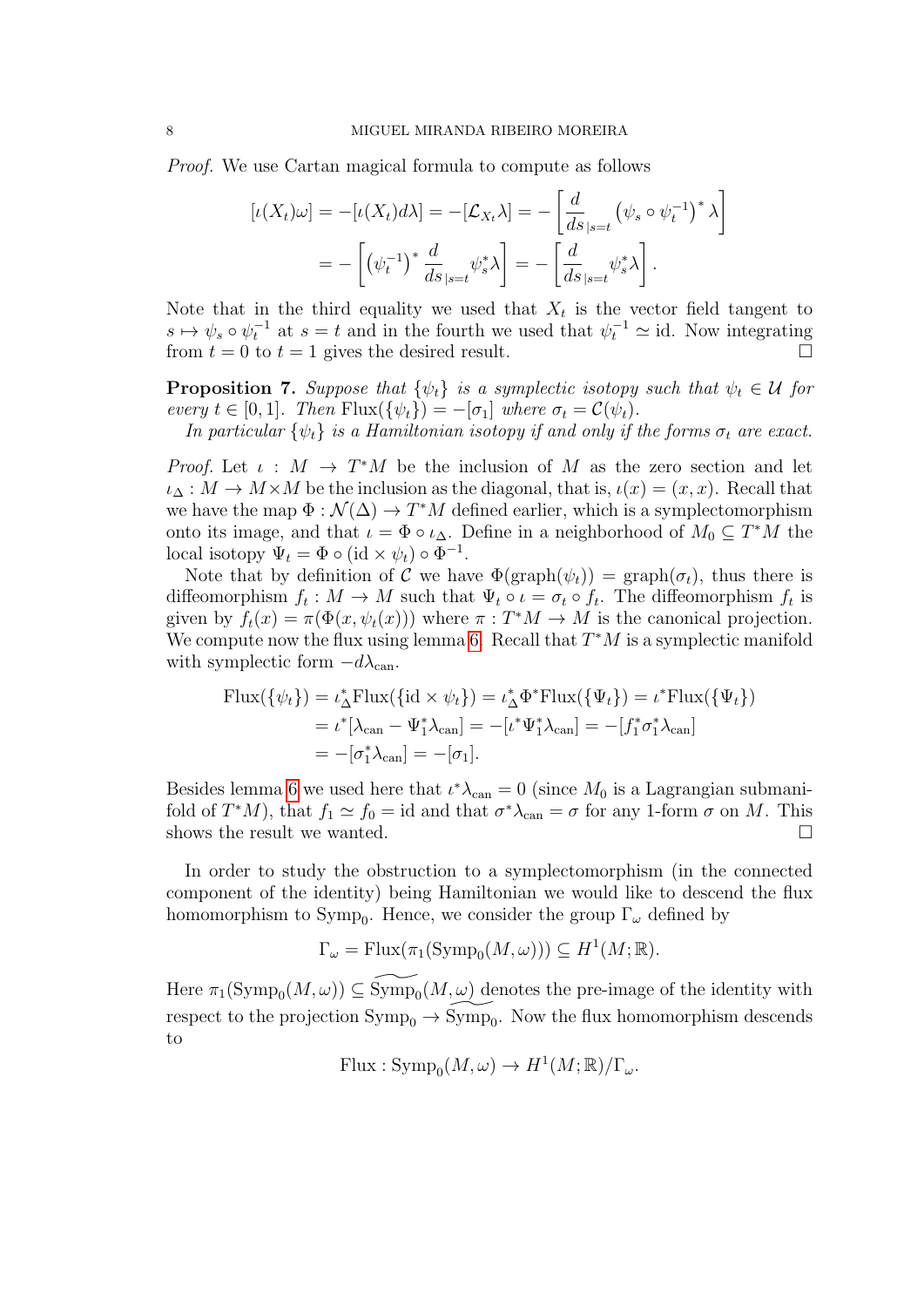*Proof.* We use Cartan magical formula to compute as follows

$$
\begin{aligned}
[\iota(X_t)\omega] &= -[\iota(X_t)d\lambda] = -[\mathcal{L}_{X_t}\lambda] = -\left[\frac{d}{ds}_{|s=t}\left(\psi_s \circ \psi_t^{-1}\right)^* \lambda\right] \\
&= -\left[\left(\psi_t^{-1}\right)^* \frac{d}{ds}_{|s=t}\psi_s^*\lambda\right] = -\left[\frac{d}{ds}_{|s=t}\psi_s^*\lambda\right].
\end{aligned}
$$

Note that in the third equality we used that $X_t$ is the vector field tangent to $s \mapsto \psi_s \circ \psi_t^{-1}$ at $s = t$ and in the fourth we used that $\psi_t^{-1} \simeq \mathrm{id}$. Now integrating from $t = 0$ to $t = 1$ gives the desired result. □

**Proposition 7.** *Suppose that $\{\psi_t\}$ is a symplectic isotopy such that $\psi_t \in \mathcal{U}$ for every $t \in [0,1]$. Then $\mathrm{Flux}(\{\psi_t\}) = -[\sigma_1]$ where $\sigma_t = \mathcal{C}(\psi_t)$.*

*In particular $\{\psi_t\}$ is a Hamiltonian isotopy if and only if the forms $\sigma_t$ are exact.*

*Proof.* Let $\iota : M \to T^*M$ be the inclusion of $M$ as the zero section and let $\iota_\Delta : M \to M \times M$ be the inclusion as the diagonal, that is, $\iota(x) = (x, x)$. Recall that we have the map $\Phi : \mathcal{N}(\Delta) \to T^*M$ defined earlier, which is a symplectomorphism onto its image, and that $\iota = \Phi \circ \iota_\Delta$. Define in a neighborhood of $M_0 \subseteq T^*M$ the local isotopy $\Psi_t = \Phi \circ (\mathrm{id} \times \psi_t) \circ \Phi^{-1}$.

Note that by definition of $\mathcal{C}$ we have $\Phi(\mathrm{graph}(\psi_t)) = \mathrm{graph}(\sigma_t)$, thus there is diffeomorphism $f_t : M \to M$ such that $\Psi_t \circ \iota = \sigma_t \circ f_t$. The diffeomorphism $f_t$ is given by $f_t(x) = \pi(\Phi(x, \psi_t(x)))$ where $\pi : T^*M \to M$ is the canonical projection. We compute now the flux using lemma 6. Recall that $T^*M$ is a symplectic manifold with symplectic form $-d\lambda_{\mathrm{can}}$.

$$
\begin{aligned}
\mathrm{Flux}(\{\psi_t\}) &= \iota_\Delta^* \mathrm{Flux}(\{\mathrm{id} \times \psi_t\}) = \iota_\Delta^* \Phi^* \mathrm{Flux}(\{\Psi_t\}) = \iota^* \mathrm{Flux}(\{\Psi_t\}) \\
&= \iota^*[\lambda_{\mathrm{can}} - \Psi_1^*\lambda_{\mathrm{can}}] = -[\iota^*\Psi_1^*\lambda_{\mathrm{can}}] = -[f_1^*\sigma_1^*\lambda_{\mathrm{can}}] \\
&= -[\sigma_1^*\lambda_{\mathrm{can}}] = -[\sigma_1].
\end{aligned}
$$

Besides lemma 6 we used here that $\iota^*\lambda_{\mathrm{can}} = 0$ (since $M_0$ is a Lagrangian submanifold of $T^*M$), that $f_1 \simeq f_0 = \mathrm{id}$ and that $\sigma^*\lambda_{\mathrm{can}} = \sigma$ for any 1-form $\sigma$ on $M$. This shows the result we wanted. □

In order to study the obstruction to a symplectomorphism (in the connected component of the identity) being Hamiltonian we would like to descend the flux homomorphism to $\mathrm{Symp}_0$. Hence, we consider the group $\Gamma_\omega$ defined by

$$
\Gamma_\omega = \mathrm{Flux}(\pi_1(\mathrm{Symp}_0(M, \omega))) \subseteq H^1(M; \mathbb{R}).
$$

Here $\pi_1(\mathrm{Symp}_0(M, \omega)) \subseteq \widetilde{\mathrm{Symp}_0(M, \omega)}$ denotes the pre-image of the identity with respect to the projection $\mathrm{Symp}_0 \to \widetilde{\mathrm{Symp}_0}$. Now the flux homomorphism descends to

$$
\mathrm{Flux} : \mathrm{Symp}_0(M, \omega) \to H^1(M; \mathbb{R})/\Gamma_\omega.
$$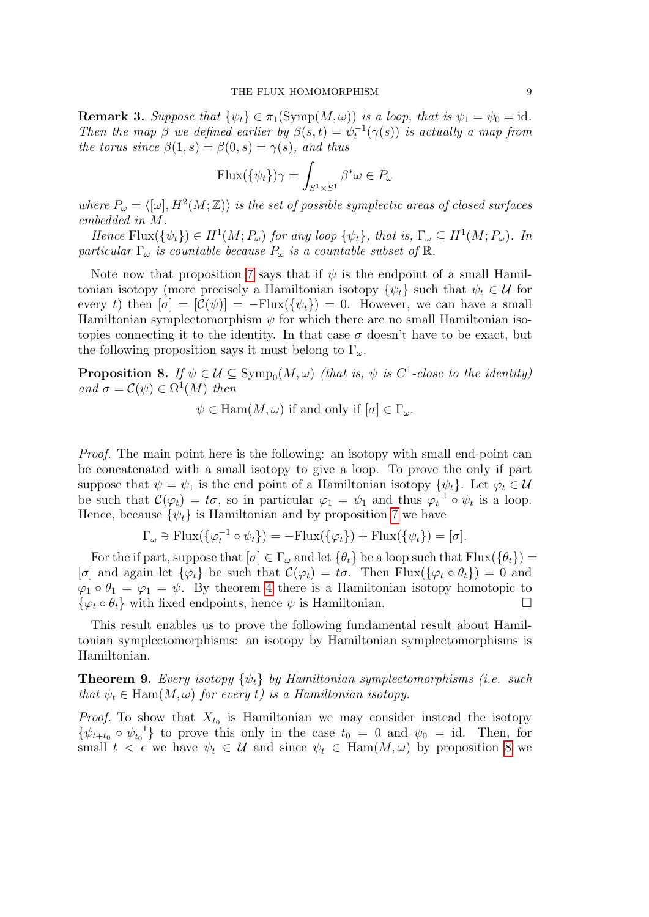**Remark 3.** *Suppose that $\{\psi_t\} \in \pi_1(\mathrm{Symp}(M,\omega))$ is a loop, that is $\psi_1 = \psi_0 = \mathrm{id}$. Then the map $\beta$ we defined earlier by $\beta(s,t) = \psi_t^{-1}(\gamma(s))$ is actually a map from the torus since $\beta(1,s) = \beta(0,s) = \gamma(s)$, and thus*

$$\mathrm{Flux}(\{\psi_t\})\gamma = \int_{S^1\times S^1} \beta^*\omega \in P_\omega$$

*where $P_\omega = \langle [\omega], H^2(M;\mathbb{Z})\rangle$ is the set of possible symplectic areas of closed surfaces embedded in $M$.*

*Hence* $\mathrm{Flux}(\{\psi_t\}) \in H^1(M;P_\omega)$ *for any loop $\{\psi_t\}$, that is, $\Gamma_\omega \subseteq H^1(M;P_\omega)$. In particular $\Gamma_\omega$ is countable because $P_\omega$ is a countable subset of $\mathbb{R}$.*

Note now that proposition 7 says that if $\psi$ is the endpoint of a small Hamiltonian isotopy (more precisely a Hamiltonian isotopy $\{\psi_t\}$ such that $\psi_t \in \mathcal{U}$ for every $t$) then $[\sigma] = [\mathcal{C}(\psi)] = -\mathrm{Flux}(\{\psi_t\}) = 0$. However, we can have a small Hamiltonian symplectomorphism $\psi$ for which there are no small Hamiltonian isotopies connecting it to the identity. In that case $\sigma$ doesn't have to be exact, but the following proposition says it must belong to $\Gamma_\omega$.

**Proposition 8.** *If $\psi \in \mathcal{U} \subseteq \mathrm{Symp}_0(M,\omega)$ (that is, $\psi$ is $C^1$-close to the identity) and $\sigma = \mathcal{C}(\psi) \in \Omega^1(M)$ then*

$$\psi \in \mathrm{Ham}(M,\omega) \text{ if and only if } [\sigma] \in \Gamma_\omega.$$

*Proof.* The main point here is the following: an isotopy with small end-point can be concatenated with a small isotopy to give a loop. To prove the only if part suppose that $\psi = \psi_1$ is the end point of a Hamiltonian isotopy $\{\psi_t\}$. Let $\varphi_t \in \mathcal{U}$ be such that $\mathcal{C}(\varphi_t) = t\sigma$, so in particular $\varphi_1 = \psi_1$ and thus $\varphi_t^{-1} \circ \psi_t$ is a loop. Hence, because $\{\psi_t\}$ is Hamiltonian and by proposition 7 we have

$$\Gamma_\omega \ni \mathrm{Flux}(\{\varphi_t^{-1} \circ \psi_t\}) = -\mathrm{Flux}(\{\varphi_t\}) + \mathrm{Flux}(\{\psi_t\}) = [\sigma].$$

For the if part, suppose that $[\sigma] \in \Gamma_\omega$ and let $\{\theta_t\}$ be a loop such that $\mathrm{Flux}(\{\theta_t\}) = [\sigma]$ and again let $\{\varphi_t\}$ be such that $\mathcal{C}(\varphi_t) = t\sigma$. Then $\mathrm{Flux}(\{\varphi_t \circ \theta_t\}) = 0$ and $\varphi_1 \circ \theta_1 = \varphi_1 = \psi$. By theorem 4 there is a Hamiltonian isotopy homotopic to $\{\varphi_t \circ \theta_t\}$ with fixed endpoints, hence $\psi$ is Hamiltonian. □

This result enables us to prove the following fundamental result about Hamiltonian symplectomorphisms: an isotopy by Hamiltonian symplectomorphisms is Hamiltonian.

**Theorem 9.** *Every isotopy $\{\psi_t\}$ by Hamiltonian symplectomorphisms (i.e. such that $\psi_t \in \mathrm{Ham}(M,\omega)$ for every $t$) is a Hamiltonian isotopy.*

*Proof.* To show that $X_{t_0}$ is Hamiltonian we may consider instead the isotopy $\{\psi_{t+t_0} \circ \psi_{t_0}^{-1}\}$ to prove this only in the case $t_0 = 0$ and $\psi_0 = \mathrm{id}$. Then, for small $t < \epsilon$ we have $\psi_t \in \mathcal{U}$ and since $\psi_t \in \mathrm{Ham}(M,\omega)$ by proposition 8 we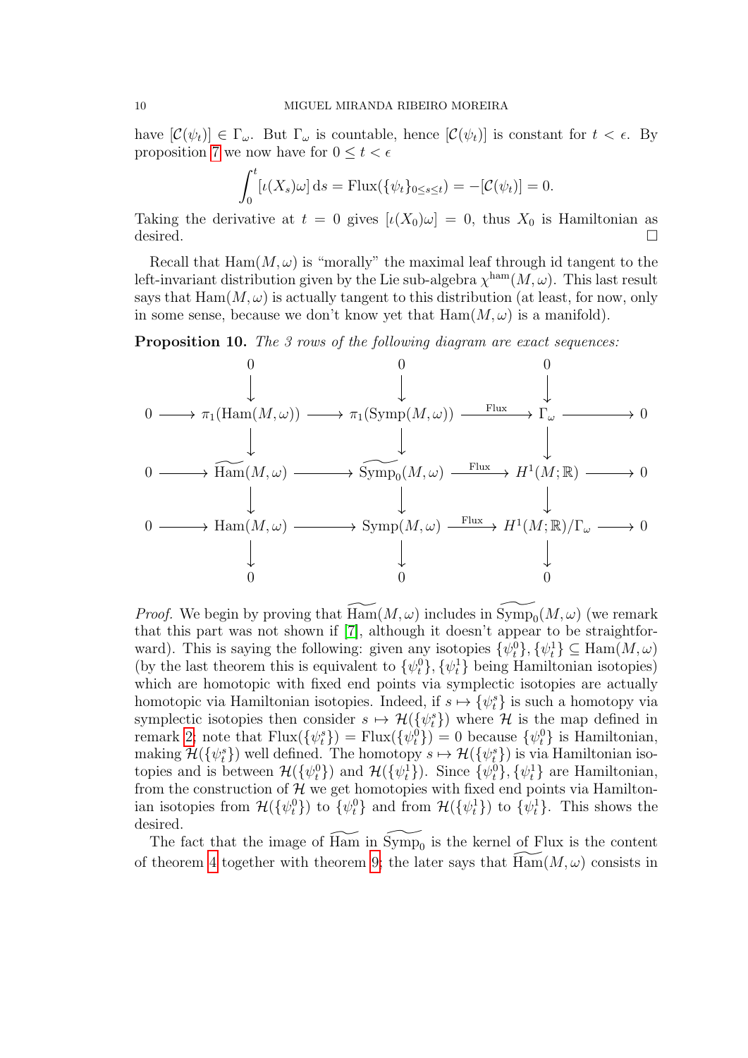have $[\mathcal{C}(\psi_t)] \in \Gamma_\omega$. But $\Gamma_\omega$ is countable, hence $[\mathcal{C}(\psi_t)]$ is constant for $t < \epsilon$. By proposition 7 we now have for $0 \le t < \epsilon$

$$\int_0^t [\iota(X_s)\omega] \, \mathrm{d}s = \mathrm{Flux}(\{\psi_t\}_{0 \le s \le t}) = -[\mathcal{C}(\psi_t)] = 0.$$

Taking the derivative at $t = 0$ gives $[\iota(X_0)\omega] = 0$, thus $X_0$ is Hamiltonian as desired. □

Recall that $\mathrm{Ham}(M, \omega)$ is "morally" the maximal leaf through id tangent to the left-invariant distribution given by the Lie sub-algebra $\chi^{\mathrm{ham}}(M, \omega)$. This last result says that $\mathrm{Ham}(M, \omega)$ is actually tangent to this distribution (at least, for now, only in some sense, because we don't know yet that $\mathrm{Ham}(M, \omega)$ is a manifold).

**Proposition 10.** *The 3 rows of the following diagram are exact sequences:*

$$\begin{array}{ccccccccc}
 & & 0 & & 0 & & 0 & & \\
 & & \downarrow & & \downarrow & & \downarrow & & \\
0 & \longrightarrow & \pi_1(\mathrm{Ham}(M,\omega)) & \longrightarrow & \pi_1(\mathrm{Symp}(M,\omega)) & \xrightarrow{\mathrm{Flux}} & \Gamma_\omega & \longrightarrow & 0 \\
 & & \downarrow & & \downarrow & & \downarrow & & \\
0 & \longrightarrow & \widetilde{\mathrm{Ham}}(M,\omega) & \longrightarrow & \widetilde{\mathrm{Symp}}_0(M,\omega) & \xrightarrow{\mathrm{Flux}} & H^1(M;\mathbb{R}) & \longrightarrow & 0 \\
 & & \downarrow & & \downarrow & & \downarrow & & \\
0 & \longrightarrow & \mathrm{Ham}(M,\omega) & \longrightarrow & \mathrm{Symp}(M,\omega) & \xrightarrow{\mathrm{Flux}} & H^1(M;\mathbb{R})/\Gamma_\omega & \longrightarrow & 0 \\
 & & \downarrow & & \downarrow & & \downarrow & & \\
 & & 0 & & 0 & & 0 & &
\end{array}$$

*Proof.* We begin by proving that $\widetilde{\mathrm{Ham}}(M, \omega)$ includes in $\widetilde{\mathrm{Symp}}_0(M, \omega)$ (we remark that this part was not shown if [7], although it doesn't appear to be straightforward). This is saying the following: given any isotopies $\{\psi_t^0\}, \{\psi_t^1\} \subseteq \mathrm{Ham}(M, \omega)$ (by the last theorem this is equivalent to $\{\psi_t^0\}, \{\psi_t^1\}$ being Hamiltonian isotopies) which are homotopic with fixed end points via symplectic isotopies are actually homotopic via Hamiltonian isotopies. Indeed, if $s \mapsto \{\psi_t^s\}$ is such a homotopy via symplectic isotopies then consider $s \mapsto \mathcal{H}(\{\psi_t^s\})$ where $\mathcal{H}$ is the map defined in remark 2: note that $\mathrm{Flux}(\{\psi_t^s\}) = \mathrm{Flux}(\{\psi_t^0\}) = 0$ because $\{\psi_t^0\}$ is Hamiltonian, making $\mathcal{H}(\{\psi_t^s\})$ well defined. The homotopy $s \mapsto \mathcal{H}(\{\psi_t^s\})$ is via Hamiltonian isotopies and is between $\mathcal{H}(\{\psi_t^0\})$ and $\mathcal{H}(\{\psi_t^1\})$. Since $\{\psi_t^0\}, \{\psi_t^1\}$ are Hamiltonian, from the construction of $\mathcal{H}$ we get homotopies with fixed end points via Hamiltonian isotopies from $\mathcal{H}(\{\psi_t^0\})$ to $\{\psi_t^0\}$ and from $\mathcal{H}(\{\psi_t^1\})$ to $\{\psi_t^1\}$. This shows the desired.

The fact that the image of $\widetilde{\mathrm{Ham}}$ in $\widetilde{\mathrm{Symp}}_0$ is the kernel of Flux is the content of theorem 4 together with theorem 9: the later says that $\widetilde{\mathrm{Ham}}(M, \omega)$ consists in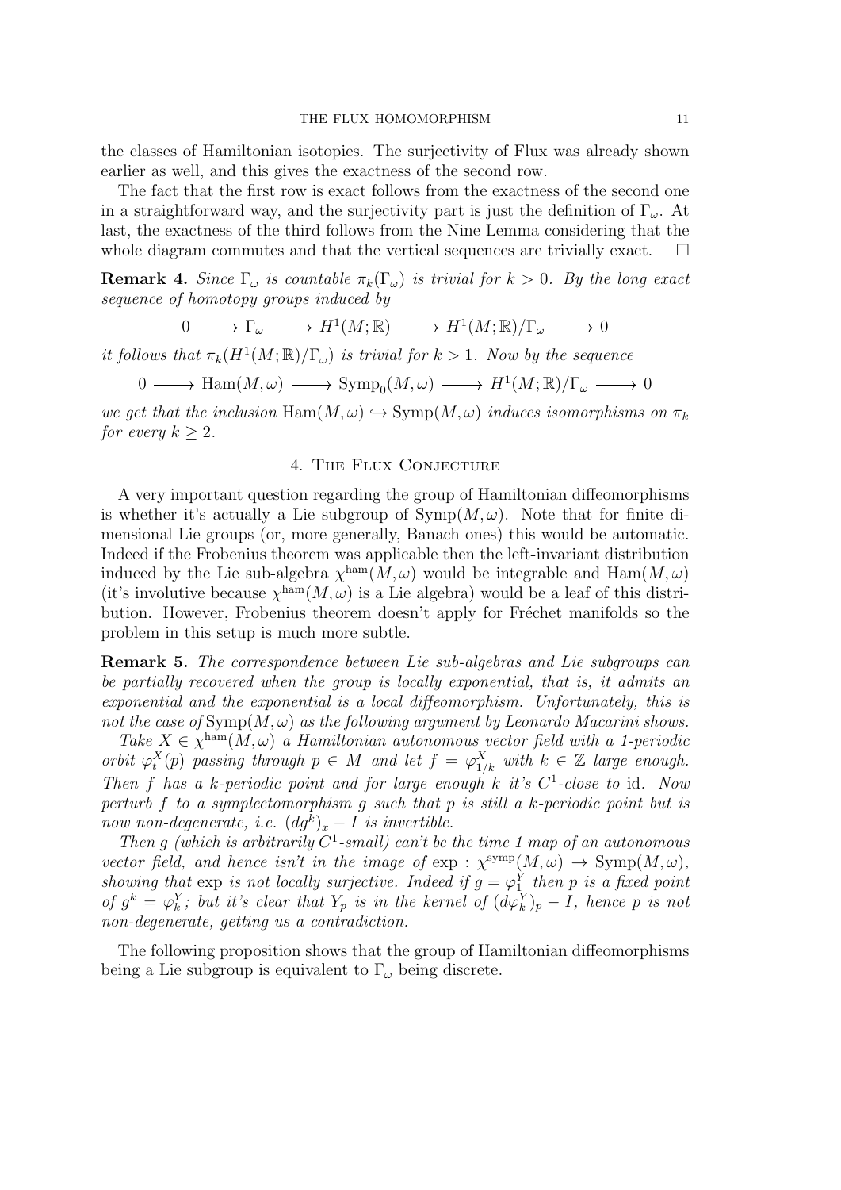the classes of Hamiltonian isotopies. The surjectivity of Flux was already shown earlier as well, and this gives the exactness of the second row.

The fact that the first row is exact follows from the exactness of the second one in a straightforward way, and the surjectivity part is just the definition of $\Gamma_\omega$. At last, the exactness of the third follows from the Nine Lemma considering that the whole diagram commutes and that the vertical sequences are trivially exact. $\square$

**Remark 4.** *Since $\Gamma_\omega$ is countable $\pi_k(\Gamma_\omega)$ is trivial for $k > 0$. By the long exact sequence of homotopy groups induced by*

$$0 \longrightarrow \Gamma_\omega \longrightarrow H^1(M;\mathbb{R}) \longrightarrow H^1(M;\mathbb{R})/\Gamma_\omega \longrightarrow 0$$

*it follows that $\pi_k(H^1(M;\mathbb{R})/\Gamma_\omega)$ is trivial for $k > 1$. Now by the sequence*

$$0 \longrightarrow \mathrm{Ham}(M,\omega) \longrightarrow \mathrm{Symp}_0(M,\omega) \longrightarrow H^1(M;\mathbb{R})/\Gamma_\omega \longrightarrow 0$$

*we get that the inclusion $\mathrm{Ham}(M,\omega) \hookrightarrow \mathrm{Symp}(M,\omega)$ induces isomorphisms on $\pi_k$ for every $k \geq 2$.*

## 4. The Flux Conjecture

A very important question regarding the group of Hamiltonian diffeomorphisms is whether it's actually a Lie subgroup of $\mathrm{Symp}(M,\omega)$. Note that for finite dimensional Lie groups (or, more generally, Banach ones) this would be automatic. Indeed if the Frobenius theorem was applicable then the left-invariant distribution induced by the Lie sub-algebra $\chi^{\mathrm{ham}}(M,\omega)$ would be integrable and $\mathrm{Ham}(M,\omega)$ (it's involutive because $\chi^{\mathrm{ham}}(M,\omega)$ is a Lie algebra) would be a leaf of this distribution. However, Frobenius theorem doesn't apply for Fréchet manifolds so the problem in this setup is much more subtle.

**Remark 5.** *The correspondence between Lie sub-algebras and Lie subgroups can be partially recovered when the group is locally exponential, that is, it admits an exponential and the exponential is a local diffeomorphism. Unfortunately, this is not the case of $\mathrm{Symp}(M,\omega)$ as the following argument by Leonardo Macarini shows.*

*Take $X \in \chi^{\mathrm{ham}}(M,\omega)$ a Hamiltonian autonomous vector field with a 1-periodic orbit $\varphi_t^X(p)$ passing through $p \in M$ and let $f = \varphi^X_{1/k}$ with $k \in \mathbb{Z}$ large enough. Then $f$ has a $k$-periodic point and for large enough $k$ it's $C^1$-close to* id. *Now perturb $f$ to a symplectomorphism $g$ such that $p$ is still a $k$-periodic point but is now non-degenerate, i.e. $(dg^k)_x - I$ is invertible.*

*Then $g$ (which is arbitrarily $C^1$-small) can't be the time 1 map of an autonomous vector field, and hence isn't in the image of $\exp : \chi^{\mathrm{symp}}(M,\omega) \to \mathrm{Symp}(M,\omega)$, showing that $\exp$ is not locally surjective. Indeed if $g = \varphi_1^Y$ then $p$ is a fixed point of $g^k = \varphi_k^Y$; but it's clear that $Y_p$ is in the kernel of $(d\varphi_k^Y)_p - I$, hence $p$ is not non-degenerate, getting us a contradiction.*

The following proposition shows that the group of Hamiltonian diffeomorphisms being a Lie subgroup is equivalent to $\Gamma_\omega$ being discrete.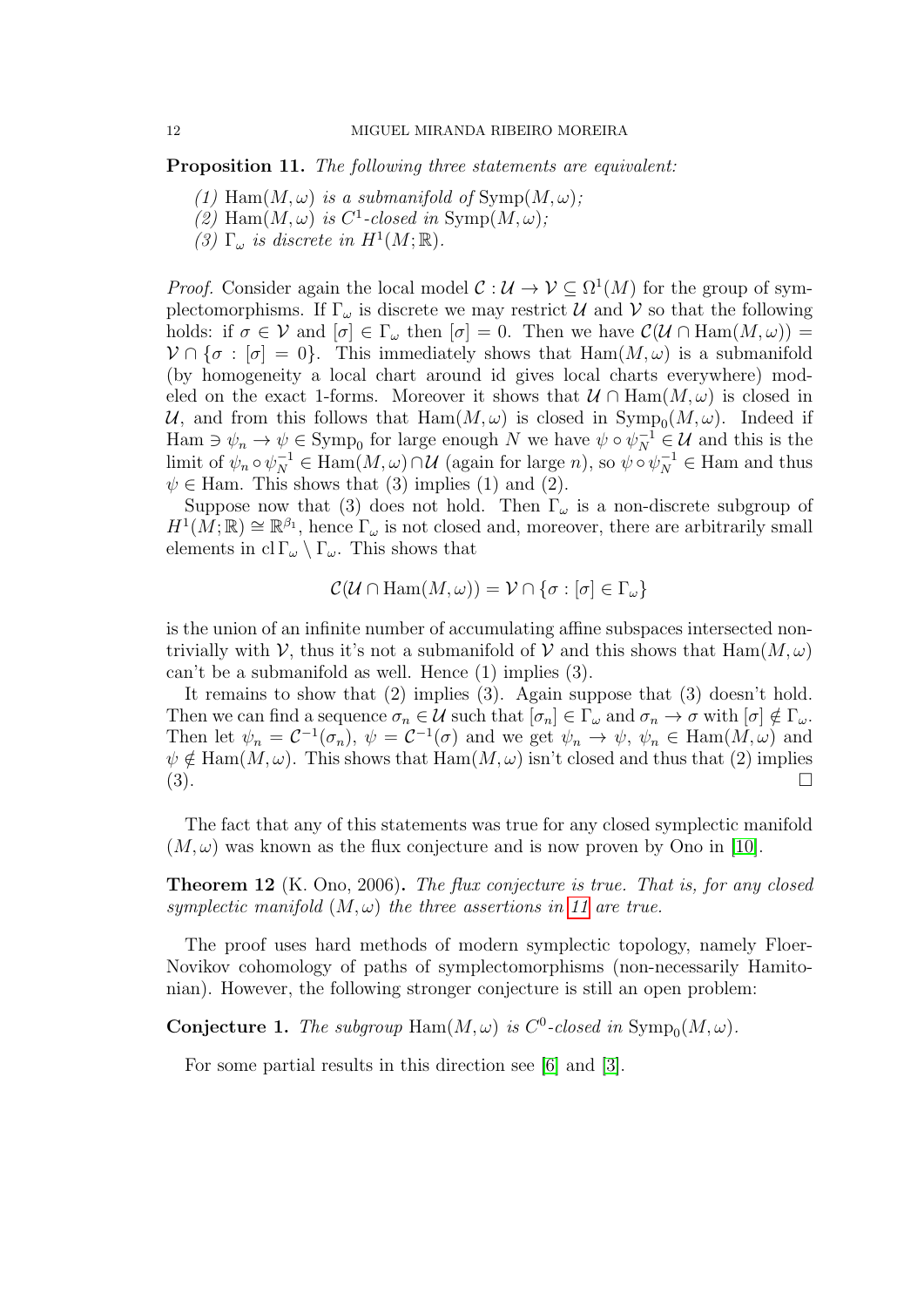**Proposition 11.** *The following three statements are equivalent:*

*(1)* $\mathrm{Ham}(M,\omega)$ *is a submanifold of* $\mathrm{Symp}(M,\omega)$*;*
*(2)* $\mathrm{Ham}(M,\omega)$ *is* $C^1$*-closed in* $\mathrm{Symp}(M,\omega)$*;*
*(3)* $\Gamma_\omega$ *is discrete in* $H^1(M;\mathbb{R})$*.*

*Proof.* Consider again the local model $\mathcal{C} : \mathcal{U} \to \mathcal{V} \subseteq \Omega^1(M)$ for the group of symplectomorphisms. If $\Gamma_\omega$ is discrete we may restrict $\mathcal{U}$ and $\mathcal{V}$ so that the following holds: if $\sigma \in \mathcal{V}$ and $[\sigma] \in \Gamma_\omega$ then $[\sigma] = 0$. Then we have $\mathcal{C}(\mathcal{U} \cap \mathrm{Ham}(M,\omega)) = \mathcal{V} \cap \{\sigma : [\sigma] = 0\}$. This immediately shows that $\mathrm{Ham}(M,\omega)$ is a submanifold (by homogeneity a local chart around id gives local charts everywhere) modeled on the exact 1-forms. Moreover it shows that $\mathcal{U} \cap \mathrm{Ham}(M,\omega)$ is closed in $\mathcal{U}$, and from this follows that $\mathrm{Ham}(M,\omega)$ is closed in $\mathrm{Symp}_0(M,\omega)$. Indeed if $\mathrm{Ham} \ni \psi_n \to \psi \in \mathrm{Symp}_0$ for large enough $N$ we have $\psi \circ \psi_N^{-1} \in \mathcal{U}$ and this is the limit of $\psi_n \circ \psi_N^{-1} \in \mathrm{Ham}(M,\omega) \cap \mathcal{U}$ (again for large $n$), so $\psi \circ \psi_N^{-1} \in \mathrm{Ham}$ and thus $\psi \in \mathrm{Ham}$. This shows that (3) implies (1) and (2).

Suppose now that (3) does not hold. Then $\Gamma_\omega$ is a non-discrete subgroup of $H^1(M;\mathbb{R}) \cong \mathbb{R}^{\beta_1}$, hence $\Gamma_\omega$ is not closed and, moreover, there are arbitrarily small elements in $\mathrm{cl}\,\Gamma_\omega \setminus \Gamma_\omega$. This shows that

$$\mathcal{C}(\mathcal{U} \cap \mathrm{Ham}(M,\omega)) = \mathcal{V} \cap \{\sigma : [\sigma] \in \Gamma_\omega\}$$

is the union of an infinite number of accumulating affine subspaces intersected non-trivially with $\mathcal{V}$, thus it's not a submanifold of $\mathcal{V}$ and this shows that $\mathrm{Ham}(M,\omega)$ can't be a submanifold as well. Hence (1) implies (3).

It remains to show that (2) implies (3). Again suppose that (3) doesn't hold. Then we can find a sequence $\sigma_n \in \mathcal{U}$ such that $[\sigma_n] \in \Gamma_\omega$ and $\sigma_n \to \sigma$ with $[\sigma] \notin \Gamma_\omega$. Then let $\psi_n = \mathcal{C}^{-1}(\sigma_n)$, $\psi = \mathcal{C}^{-1}(\sigma)$ and we get $\psi_n \to \psi$, $\psi_n \in \mathrm{Ham}(M,\omega)$ and $\psi \notin \mathrm{Ham}(M,\omega)$. This shows that $\mathrm{Ham}(M,\omega)$ isn't closed and thus that (2) implies (3). $\square$

The fact that any of this statements was true for any closed symplectic manifold $(M,\omega)$ was known as the flux conjecture and is now proven by Ono in [10].

**Theorem 12** (K. Ono, 2006)**.** *The flux conjecture is true. That is, for any closed symplectic manifold* $(M,\omega)$ *the three assertions in 11 are true.*

The proof uses hard methods of modern symplectic topology, namely Floer-Novikov cohomology of paths of symplectomorphisms (non-necessarily Hamitonian). However, the following stronger conjecture is still an open problem:

**Conjecture 1.** *The subgroup* $\mathrm{Ham}(M,\omega)$ *is* $C^0$*-closed in* $\mathrm{Symp}_0(M,\omega)$*.*

For some partial results in this direction see [6] and [3].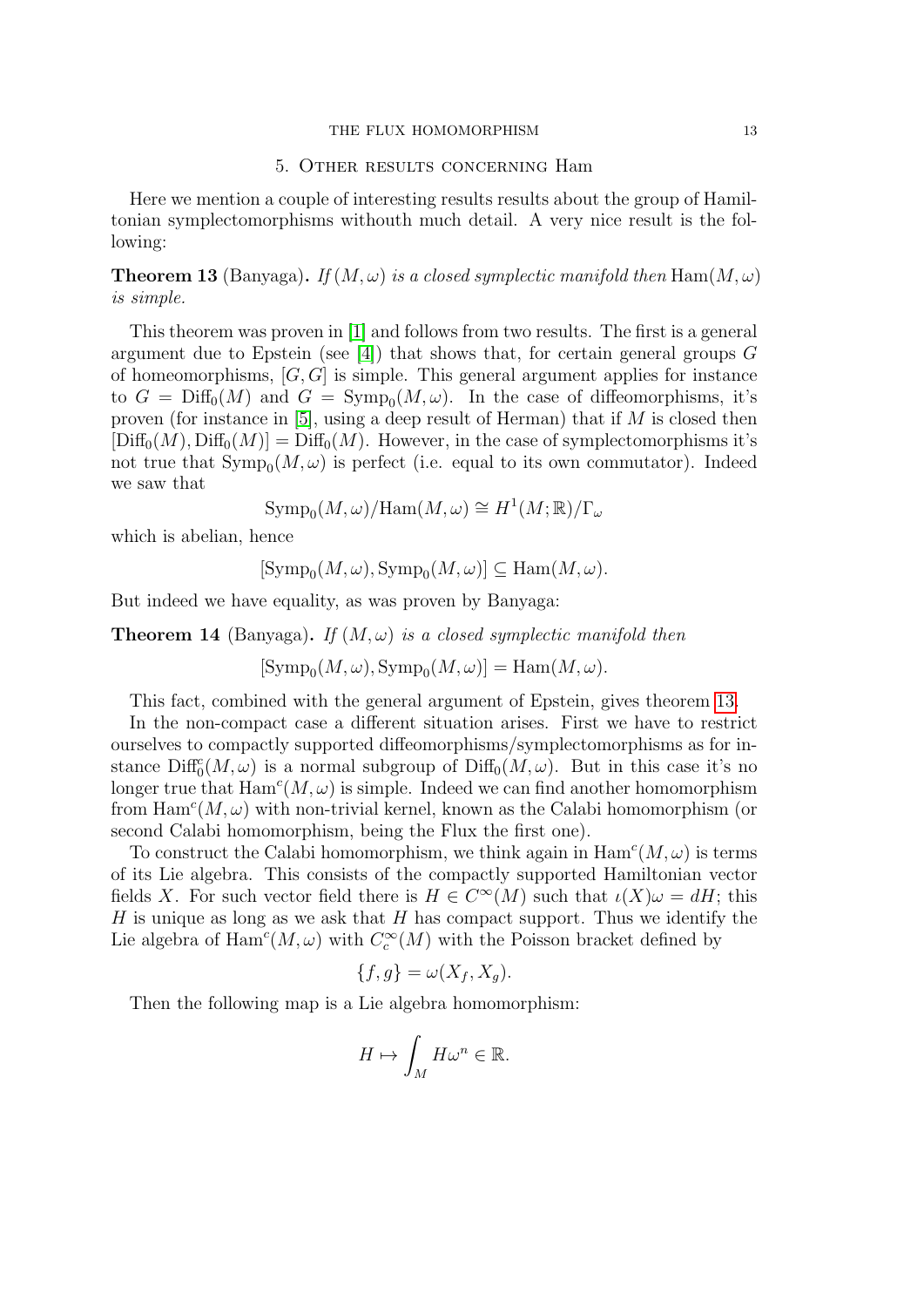## 5. Other results concerning Ham

Here we mention a couple of interesting results results about the group of Hamiltonian symplectomorphisms withouth much detail. A very nice result is the following:

**Theorem 13** (Banyaga). *If $(M, \omega)$ is a closed symplectic manifold then $\mathrm{Ham}(M, \omega)$ is simple.*

This theorem was proven in [1] and follows from two results. The first is a general argument due to Epstein (see [4]) that shows that, for certain general groups $G$ of homeomorphisms, $[G, G]$ is simple. This general argument applies for instance to $G = \mathrm{Diff}_0(M)$ and $G = \mathrm{Symp}_0(M, \omega)$. In the case of diffeomorphisms, it's proven (for instance in [5], using a deep result of Herman) that if $M$ is closed then $[\mathrm{Diff}_0(M), \mathrm{Diff}_0(M)] = \mathrm{Diff}_0(M)$. However, in the case of symplectomorphisms it's not true that $\mathrm{Symp}_0(M, \omega)$ is perfect (i.e. equal to its own commutator). Indeed we saw that

$$\mathrm{Symp}_0(M, \omega)/\mathrm{Ham}(M, \omega) \cong H^1(M; \mathbb{R})/\Gamma_\omega$$

which is abelian, hence

$$[\mathrm{Symp}_0(M, \omega), \mathrm{Symp}_0(M, \omega)] \subseteq \mathrm{Ham}(M, \omega).$$

But indeed we have equality, as was proven by Banyaga:

**Theorem 14** (Banyaga). *If $(M, \omega)$ is a closed symplectic manifold then*

$$[\mathrm{Symp}_0(M, \omega), \mathrm{Symp}_0(M, \omega)] = \mathrm{Ham}(M, \omega).$$

This fact, combined with the general argument of Epstein, gives theorem 13.

In the non-compact case a different situation arises. First we have to restrict ourselves to compactly supported diffeomorphisms/symplectomorphisms as for instance $\mathrm{Diff}_0^c(M, \omega)$ is a normal subgroup of $\mathrm{Diff}_0(M, \omega)$. But in this case it's no longer true that $\mathrm{Ham}^c(M, \omega)$ is simple. Indeed we can find another homomorphism from $\mathrm{Ham}^c(M, \omega)$ with non-trivial kernel, known as the Calabi homomorphism (or second Calabi homomorphism, being the Flux the first one).

To construct the Calabi homomorphism, we think again in $\mathrm{Ham}^c(M, \omega)$ is terms of its Lie algebra. This consists of the compactly supported Hamiltonian vector fields $X$. For such vector field there is $H \in C^\infty(M)$ such that $\iota(X)\omega = dH$; this $H$ is unique as long as we ask that $H$ has compact support. Thus we identify the Lie algebra of $\mathrm{Ham}^c(M, \omega)$ with $C_c^\infty(M)$ with the Poisson bracket defined by

$$\{f, g\} = \omega(X_f, X_g).$$

Then the following map is a Lie algebra homomorphism:

$$H \mapsto \int_M H\omega^n \in \mathbb{R}.$$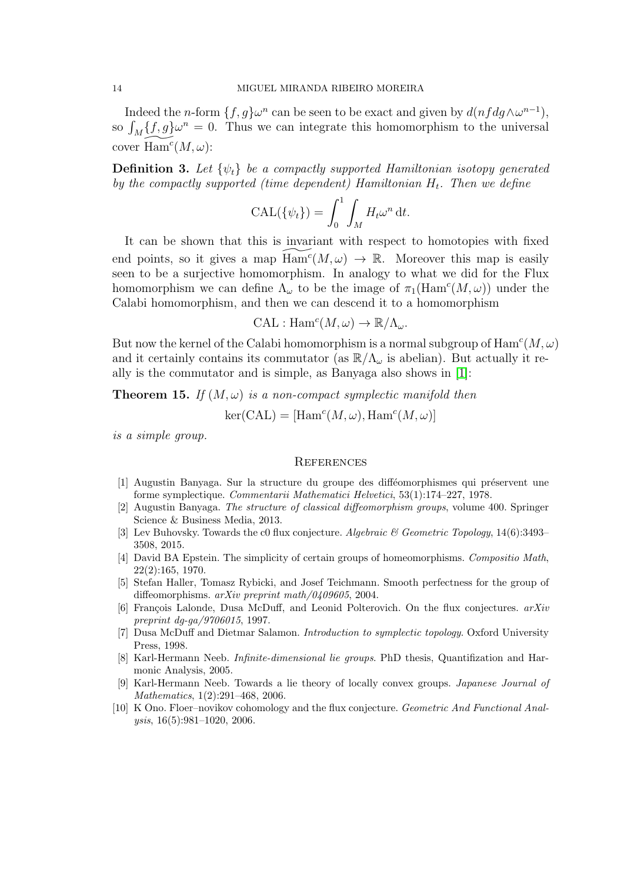Indeed the $n$-form $\{f,g\}\omega^n$ can be seen to be exact and given by $d(nfdg\wedge\omega^{n-1})$, so $\int_M\{f,g\}\omega^n = 0$. Thus we can integrate this homomorphism to the universal cover $\widetilde{\mathrm{Ham}^c}(M,\omega)$:

**Definition 3.** *Let $\{\psi_t\}$ be a compactly supported Hamiltonian isotopy generated by the compactly supported (time dependent) Hamiltonian $H_t$. Then we define*

$$\mathrm{CAL}(\{\psi_t\}) = \int_0^1 \int_M H_t\omega^n \,\mathrm{d}t.$$

It can be shown that this is invariant with respect to homotopies with fixed end points, so it gives a map $\widetilde{\mathrm{Ham}^c}(M,\omega) \to \mathbb{R}$. Moreover this map is easily seen to be a surjective homomorphism. In analogy to what we did for the Flux homomorphism we can define $\Lambda_\omega$ to be the image of $\pi_1(\mathrm{Ham}^c(M,\omega))$ under the Calabi homomorphism, and then we can descend it to a homomorphism

$$\mathrm{CAL} : \mathrm{Ham}^c(M,\omega) \to \mathbb{R}/\Lambda_\omega.$$

But now the kernel of the Calabi homomorphism is a normal subgroup of $\mathrm{Ham}^c(M,\omega)$ and it certainly contains its commutator (as $\mathbb{R}/\Lambda_\omega$ is abelian). But actually it really is the commutator and is simple, as Banyaga also shows in [1]:

**Theorem 15.** *If $(M,\omega)$ is a non-compact symplectic manifold then*

$$\ker(\mathrm{CAL}) = [\mathrm{Ham}^c(M,\omega), \mathrm{Ham}^c(M,\omega)]$$

*is a simple group.*

## References

[1] Augustin Banyaga. Sur la structure du groupe des difféomorphismes qui préservent une forme symplectique. *Commentarii Mathematici Helvetici*, 53(1):174–227, 1978.

[2] Augustin Banyaga. *The structure of classical diffeomorphism groups*, volume 400. Springer Science & Business Media, 2013.

[3] Lev Buhovsky. Towards the c0 flux conjecture. *Algebraic & Geometric Topology*, 14(6):3493–3508, 2015.

[4] David BA Epstein. The simplicity of certain groups of homeomorphisms. *Compositio Math*, 22(2):165, 1970.

[5] Stefan Haller, Tomasz Rybicki, and Josef Teichmann. Smooth perfectness for the group of diffeomorphisms. *arXiv preprint math/0409605*, 2004.

[6] François Lalonde, Dusa McDuff, and Leonid Polterovich. On the flux conjectures. *arXiv preprint dg-ga/9706015*, 1997.

[7] Dusa McDuff and Dietmar Salamon. *Introduction to symplectic topology*. Oxford University Press, 1998.

[8] Karl-Hermann Neeb. *Infinite-dimensional lie groups*. PhD thesis, Quantifization and Harmonic Analysis, 2005.

[9] Karl-Hermann Neeb. Towards a lie theory of locally convex groups. *Japanese Journal of Mathematics*, 1(2):291–468, 2006.

[10] K Ono. Floer–novikov cohomology and the flux conjecture. *Geometric And Functional Analysis*, 16(5):981–1020, 2006.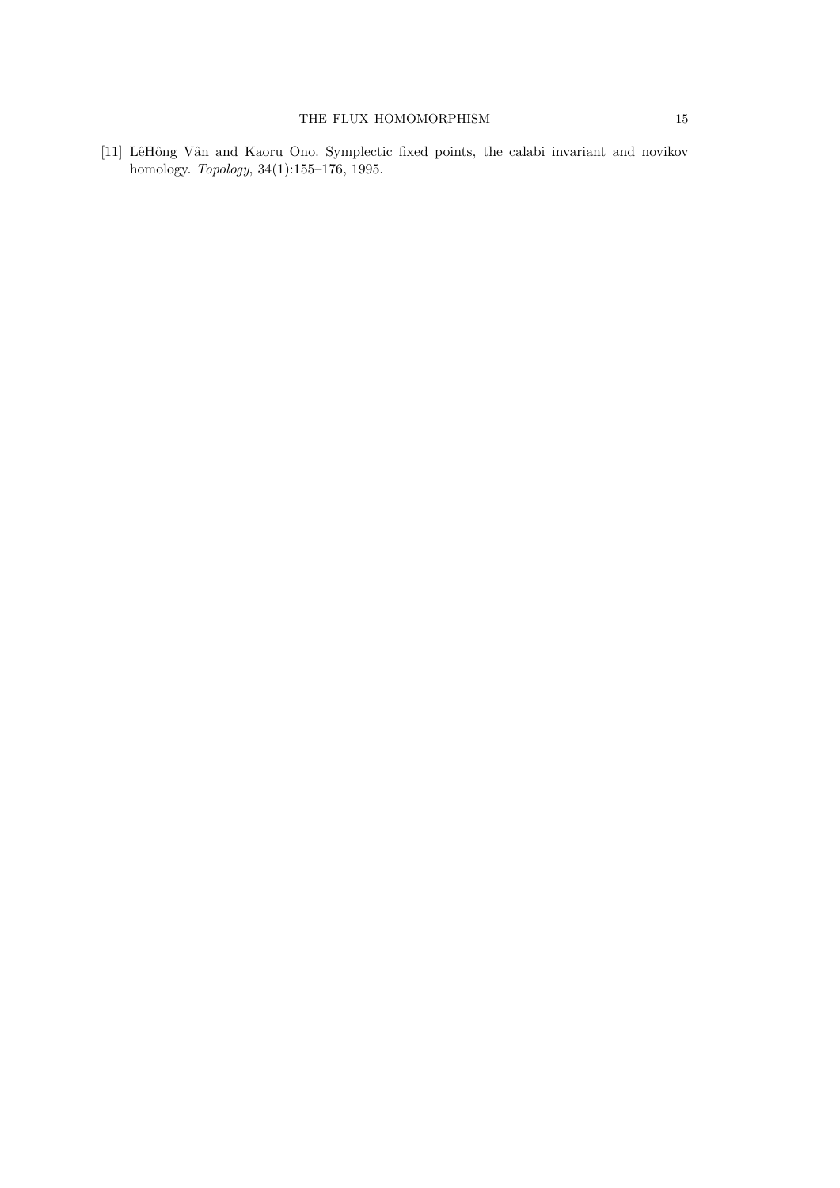[11] LêHông Vân and Kaoru Ono. Symplectic fixed points, the calabi invariant and novikov homology. *Topology*, 34(1):155–176, 1995.